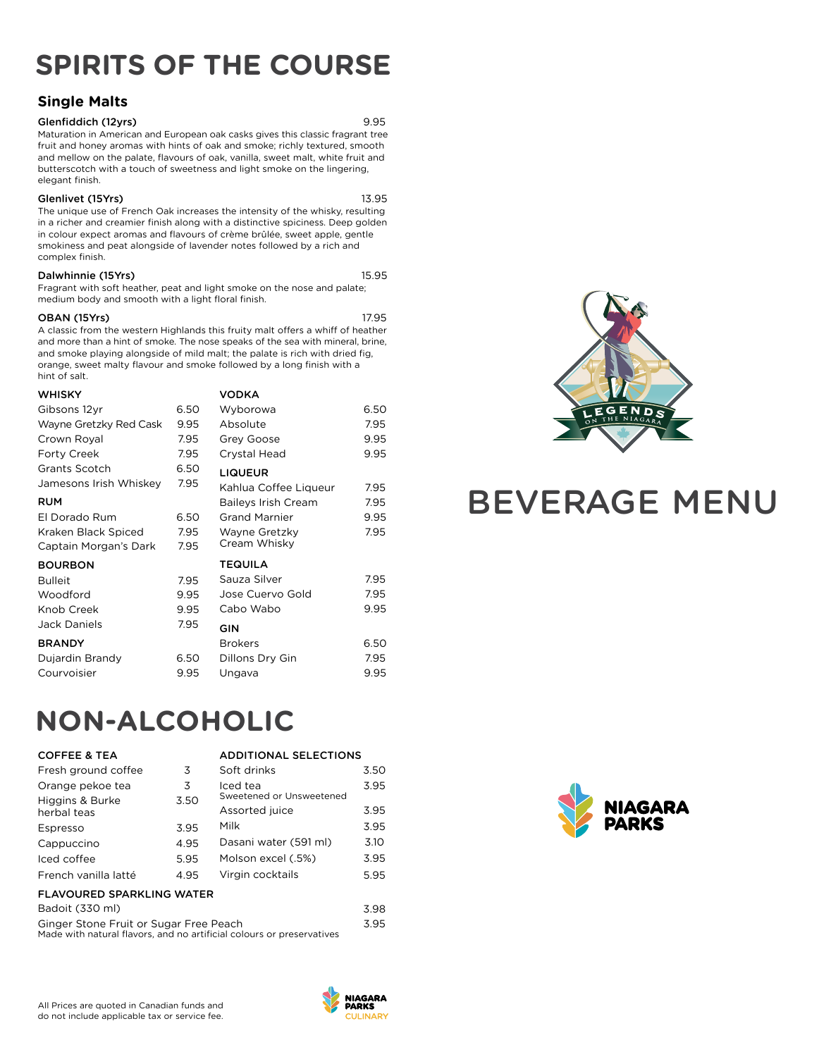# SPIRITS OF THE COURSE

## Single Malts

**Glenfiddich (12yrs)** 9.95

Maturation in American and European oak casks gives this classic fragrant tree fruit and honey aromas with hints of oak and smoke; richly textured, smooth and mellow on the palate, flavours of oak, vanilla, sweet malt, white fruit and butterscotch with a touch of sweetness and light smoke on the lingering, elegant finish.

**Glenlivet (15Yrs)** 13.95

The unique use of French Oak increases the intensity of the whisky, resulting in a richer and creamier finish along with a distinctive spiciness. Deep golden in colour expect aromas and flavours of crème brûlée, sweet apple, gentle smokiness and peat alongside of lavender notes followed by a rich and complex finish.

**Dalwhinnie (15Yrs)** 15.95

Fragrant with soft heather, peat and light smoke on the nose and palate; medium body and smooth with a light floral finish.

**OBAN (15Yrs)** 17.95

A classic from the western Highlands this fruity malt offers a whiff of heather and more than a hint of smoke. The nose speaks of the sea with mineral, brine, and smoke playing alongside of mild malt; the palate is rich with dried fig, orange, sweet malty flavour and smoke followed by a long finish with a hint of salt.

### WHISKY

| Item | Price |
|---|---|
| Gibsons 12yr | 6.50 |
| Wayne Gretzky Red Cask | 9.95 |
| Crown Royal | 7.95 |
| Forty Creek | 7.95 |
| Grants Scotch | 6.50 |
| Jamesons Irish Whiskey | 7.95 |

### RUM

| Item | Price |
|---|---|
| El Dorado Rum | 6.50 |
| Kraken Black Spiced | 7.95 |
| Captain Morgan's Dark | 7.95 |

### BOURBON

| Item | Price |
|---|---|
| Bulleit | 7.95 |
| Woodford | 9.95 |
| Knob Creek | 9.95 |
| Jack Daniels | 7.95 |

### BRANDY

| Item | Price |
|---|---|
| Dujardin Brandy | 6.50 |
| Courvoisier | 9.95 |

### VODKA

| Item | Price |
|---|---|
| Wyborowa | 6.50 |
| Absolute | 7.95 |
| Grey Goose | 9.95 |
| Crystal Head | 9.95 |

### LIQUEUR

| Item | Price |
|---|---|
| Kahlua Coffee Liqueur | 7.95 |
| Baileys Irish Cream | 7.95 |
| Grand Marnier | 9.95 |
| Wayne Gretzky Cream Whisky | 7.95 |

### TEQUILA

| Item | Price |
|---|---|
| Sauza Silver | 7.95 |
| Jose Cuervo Gold | 7.95 |
| Cabo Wabo | 9.95 |

### GIN

| Item | Price |
|---|---|
| Brokers | 6.50 |
| Dillons Dry Gin | 7.95 |
| Ungava | 9.95 |

# NON-ALCOHOLIC

### COFFEE & TEA

| Item | Price |
|---|---|
| Fresh ground coffee | 3 |
| Orange pekoe tea | 3 |
| Higgins & Burke herbal teas | 3.50 |
| Espresso | 3.95 |
| Cappuccino | 4.95 |
| Iced coffee | 5.95 |
| French vanilla latté | 4.95 |

### ADDITIONAL SELECTIONS

| Item | Price |
|---|---|
| Soft drinks | 3.50 |
| Iced tea<br>Sweetened or Unsweetened | 3.95 |
| Assorted juice | 3.95 |
| Milk | 3.95 |
| Dasani water (591 ml) | 3.10 |
| Molson excel (.5%) | 3.95 |
| Virgin cocktails | 5.95 |

### FLAVOURED SPARKLING WATER

| Item | Price |
|---|---|
| Badoit (330 ml) | 3.98 |
| Ginger Stone Fruit or Sugar Free Peach<br>Made with natural flavors, and no artificial colours or preservatives | 3.95 |

LEGENDS ON THE NIAGARA

# BEVERAGE MENU

NIAGARA PARKS

All Prices are quoted in Canadian funds and do not include applicable tax or service fee.

NIAGARA PARKS CULINARY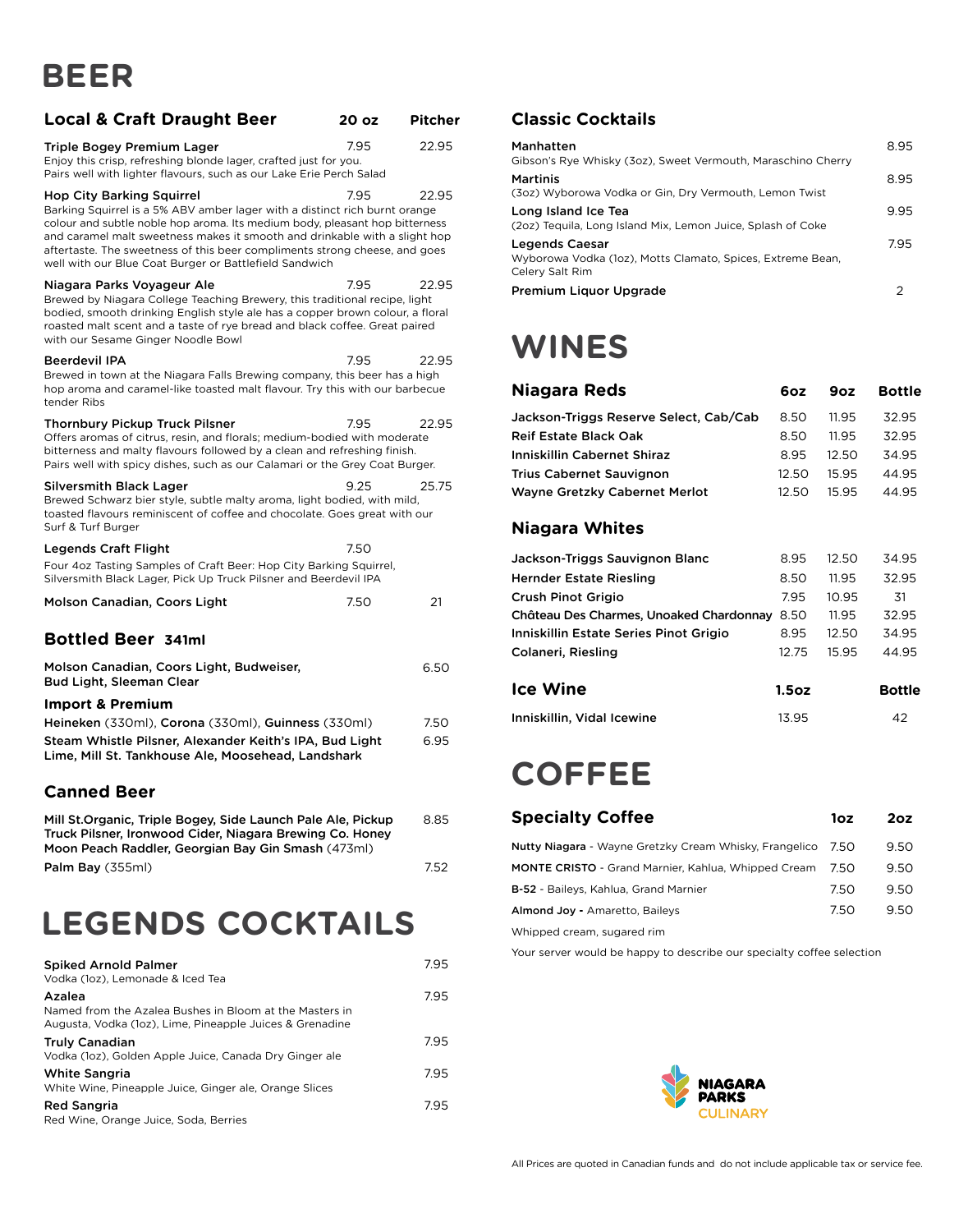# BEER

## Local & Craft Draught Beer

| Local & Craft Draught Beer | 20 oz | Pitcher |
|---|---|---|
| **Triple Bogey Premium Lager**<br>Enjoy this crisp, refreshing blonde lager, crafted just for you. Pairs well with lighter flavours, such as our Lake Erie Perch Salad | 7.95 | 22.95 |
| **Hop City Barking Squirrel**<br>Barking Squirrel is a 5% ABV amber lager with a distinct rich burnt orange colour and subtle noble hop aroma. Its medium body, pleasant hop bitterness and caramel malt sweetness makes it smooth and drinkable with a slight hop aftertaste. The sweetness of this beer compliments strong cheese, and goes well with our Blue Coat Burger or Battlefield Sandwich | 7.95 | 22.95 |
| **Niagara Parks Voyageur Ale**<br>Brewed by Niagara College Teaching Brewery, this traditional recipe, light bodied, smooth drinking English style ale has a copper brown colour, a floral roasted malt scent and a taste of rye bread and black coffee. Great paired with our Sesame Ginger Noodle Bowl | 7.95 | 22.95 |
| **Beerdevil IPA**<br>Brewed in town at the Niagara Falls Brewing company, this beer has a high hop aroma and caramel-like toasted malt flavour. Try this with our barbecue tender Ribs | 7.95 | 22.95 |
| **Thornbury Pickup Truck Pilsner**<br>Offers aromas of citrus, resin, and florals; medium-bodied with moderate bitterness and malty flavours followed by a clean and refreshing finish. Pairs well with spicy dishes, such as our Calamari or the Grey Coat Burger. | 7.95 | 22.95 |
| **Silversmith Black Lager**<br>Brewed Schwarz bier style, subtle malty aroma, light bodied, with mild, toasted flavours reminiscent of coffee and chocolate. Goes great with our Surf & Turf Burger | 9.25 | 25.75 |
| **Legends Craft Flight**<br>Four 4oz Tasting Samples of Craft Beer: Hop City Barking Squirrel, Silversmith Black Lager, Pick Up Truck Pilsner and Beerdevil IPA | 7.50 | |
| **Molson Canadian, Coors Light** | 7.50 | 21 |

## Bottled Beer 341ml

| | |
|---|---|
| **Molson Canadian, Coors Light, Budweiser, Bud Light, Sleeman Clear** | 6.50 |
| **Import & Premium** | |
| **Heineken** (330ml), **Corona** (330ml), **Guinness** (330ml) | 7.50 |
| **Steam Whistle Pilsner, Alexander Keith's IPA, Bud Light Lime, Mill St. Tankhouse Ale, Moosehead, Landshark** | 6.95 |

## Canned Beer

| | |
|---|---|
| **Mill St.Organic, Triple Bogey, Side Launch Pale Ale, Pickup Truck Pilsner, Ironwood Cider, Niagara Brewing Co. Honey Moon Peach Raddler, Georgian Bay Gin Smash** (473ml) | 8.85 |
| **Palm Bay** (355ml) | 7.52 |

# LEGENDS COCKTAILS

| | |
|---|---|
| **Spiked Arnold Palmer**<br>Vodka (1oz), Lemonade & Iced Tea | 7.95 |
| **Azalea**<br>Named from the Azalea Bushes in Bloom at the Masters in Augusta, Vodka (1oz), Lime, Pineapple Juices & Grenadine | 7.95 |
| **Truly Canadian**<br>Vodka (1oz), Golden Apple Juice, Canada Dry Ginger ale | 7.95 |
| **White Sangria**<br>White Wine, Pineapple Juice, Ginger ale, Orange Slices | 7.95 |
| **Red Sangria**<br>Red Wine, Orange Juice, Soda, Berries | 7.95 |

## Classic Cocktails

| | |
|---|---|
| **Manhatten**<br>Gibson's Rye Whisky (3oz), Sweet Vermouth, Maraschino Cherry | 8.95 |
| **Martinis**<br>(3oz) Wyborowa Vodka or Gin, Dry Vermouth, Lemon Twist | 8.95 |
| **Long Island Ice Tea**<br>(2oz) Tequila, Long Island Mix, Lemon Juice, Splash of Coke | 9.95 |
| **Legends Caesar**<br>Wyborowa Vodka (1oz), Motts Clamato, Spices, Extreme Bean, Celery Salt Rim | 7.95 |
| **Premium Liquor Upgrade** | 2 |

# WINES

| Niagara Reds | 6oz | 9oz | Bottle |
|---|---|---|---|
| Jackson-Triggs Reserve Select, Cab/Cab | 8.50 | 11.95 | 32.95 |
| Reif Estate Black Oak | 8.50 | 11.95 | 32.95 |
| Inniskillin Cabernet Shiraz | 8.95 | 12.50 | 34.95 |
| Trius Cabernet Sauvignon | 12.50 | 15.95 | 44.95 |
| Wayne Gretzky Cabernet Merlot | 12.50 | 15.95 | 44.95 |

| Niagara Whites | 6oz | 9oz | Bottle |
|---|---|---|---|
| Jackson-Triggs Sauvignon Blanc | 8.95 | 12.50 | 34.95 |
| Hernder Estate Riesling | 8.50 | 11.95 | 32.95 |
| Crush Pinot Grigio | 7.95 | 10.95 | 31 |
| Château Des Charmes, Unoaked Chardonnay | 8.50 | 11.95 | 32.95 |
| Inniskillin Estate Series Pinot Grigio | 8.95 | 12.50 | 34.95 |
| Colaneri, Riesling | 12.75 | 15.95 | 44.95 |

| Ice Wine | 1.5oz | Bottle |
|---|---|---|
| Inniskillin, Vidal Icewine | 13.95 | 42 |

# COFFEE

| Specialty Coffee | 1oz | 2oz |
|---|---|---|
| **Nutty Niagara** - Wayne Gretzky Cream Whisky, Frangelico | 7.50 | 9.50 |
| **MONTE CRISTO** - Grand Marnier, Kahlua, Whipped Cream | 7.50 | 9.50 |
| **B-52** - Baileys, Kahlua, Grand Marnier | 7.50 | 9.50 |
| **Almond Joy** - Amaretto, Baileys | 7.50 | 9.50 |

Whipped cream, sugared rim

Your server would be happy to describe our specialty coffee selection

NIAGARA PARKS CULINARY

All Prices are quoted in Canadian funds and do not include applicable tax or service fee.